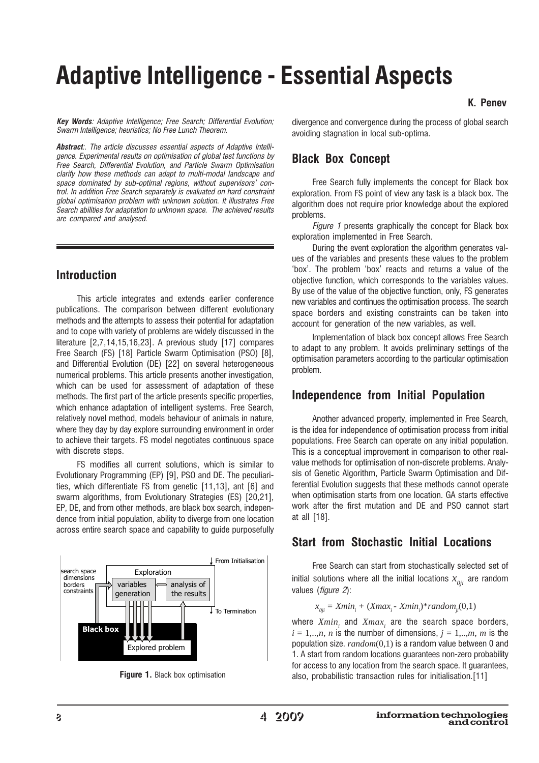# Adaptive Intelligence - Essential Aspects

**K. Penev**

***Key Words***: *Adaptive Intelligence; Free Search; Differential Evolution; Swarm Intelligence; heuristics; No Free Lunch Theorem.*

***Abstract***:. *The article discusses essential aspects of Adaptive Intelligence. Experimental results on optimisation of global test functions by Free Search, Differential Evolution, and Particle Swarm Optimisation clarify how these methods can adapt to multi-modal landscape and space dominated by sub-optimal regions, without supervisors' control. In addition Free Search separately is evaluated on hard constraint global optimisation problem with unknown solution. It illustrates Free Search abilities for adaptation to unknown space. The achieved results are compared and analysed.*

## Introduction

This article integrates and extends earlier conference publications. The comparison between different evolutionary methods and the attempts to assess their potential for adaptation and to cope with variety of problems are widely discussed in the literature [2,7,14,15,16,23]. A previous study [17] compares Free Search (FS) [18] Particle Swarm Optimisation (PSO) [8], and Differential Evolution (DE) [22] on several heterogeneous numerical problems. This article presents another investigation, which can be used for assessment of adaptation of these methods. The first part of the article presents specific properties, which enhance adaptation of intelligent systems. Free Search, relatively novel method, models behaviour of animals in nature, where they day by day explore surrounding environment in order to achieve their targets. FS model negotiates continuous space with discrete steps.

FS modifies all current solutions, which is similar to Evolutionary Programming (EP) [9], PSO and DE. The peculiarities, which differentiate FS from genetic [11,13], ant [6] and swarm algorithms, from Evolutionary Strategies (ES) [20,21], EP, DE, and from other methods, are black box search, independence from initial population, ability to diverge from one location across entire search space and capability to guide purposefully divergence and convergence during the process of global search avoiding stagnation in local sub-optima.

**Figure 1.** Black box optimisation

## Black Box Concept

Free Search fully implements the concept for Black box exploration. From FS point of view any task is a black box. The algorithm does not require prior knowledge about the explored problems.

*Figure 1* presents graphically the concept for Black box exploration implemented in Free Search.

During the event exploration the algorithm generates values of the variables and presents these values to the problem 'box'. The problem 'box' reacts and returns a value of the objective function, which corresponds to the variables values. By use of the value of the objective function, only, FS generates new variables and continues the optimisation process. The search space borders and existing constraints can be taken into account for generation of the new variables, as well.

Implementation of black box concept allows Free Search to adapt to any problem. It avoids preliminary settings of the optimisation parameters according to the particular optimisation problem.

## Independence from Initial Population

Another advanced property, implemented in Free Search, is the idea for independence of optimisation process from initial populations. Free Search can operate on any initial population. This is a conceptual improvement in comparison to other real-value methods for optimisation of non-discrete problems. Analysis of Genetic Algorithm, Particle Swarm Optimisation and Differential Evolution suggests that these methods cannot operate when optimisation starts from one location. GA starts effective work after the first mutation and DE and PSO cannot start at all [18].

## Start from Stochastic Initial Locations

Free Search can start from stochastically selected set of initial solutions where all the initial locations $x_{0ji}$ are random values (*figure 2*):

$$x_{0ji} = Xmin_i + (Xmax_i - Xmin_i)*random_{ji}(0,1)$$

where $Xmin_i$ and $Xmax_i$ are the search space borders, $i = 1,..,n$, $n$ is the number of dimensions, $j = 1,..,m$, $m$ is the population size. $random(0,1)$ is a random value between 0 and 1. A start from random locations guarantees non-zero probability for access to any location from the search space. It guarantees, also, probabilistic transaction rules for initialisation.[11]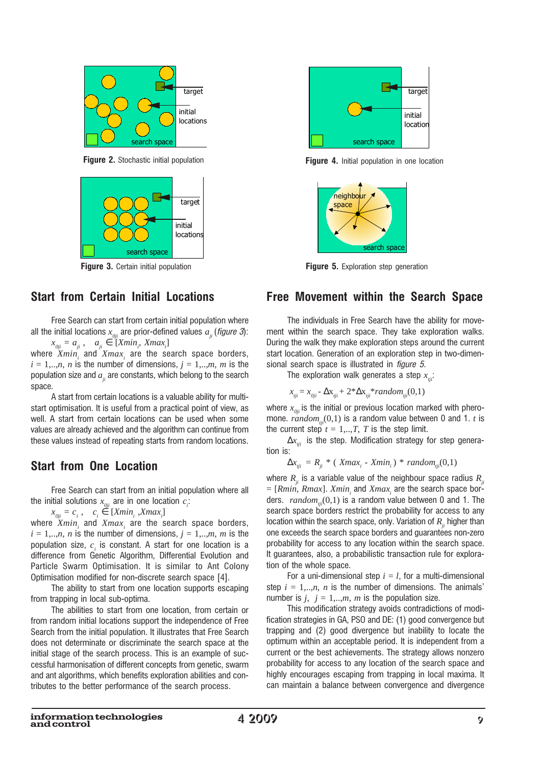Figure 2. Stochastic initial population

Figure 3. Certain initial population

Figure 4. Initial population in one location

Figure 5. Exploration step generation

## Start from Certain Initial Locations

Free Search can start from certain initial population where all the initial locations $x_{0ji}$ are prior-defined values $a_{ji}$ (*figure 3*):

$$x_{0ji} = a_{ji}\ , \quad a_{ji} \in [Xmin_i,\ Xmax_i]$$

where $Xmin_i$ and $Xmax_i$ are the search space borders, $i = 1,..,n$, $n$ is the number of dimensions, $j = 1,..,m$, $m$ is the population size and $a_{ji}$ are constants, which belong to the search space.

A start from certain locations is a valuable ability for multi-start optimisation. It is useful from a practical point of view, as well. A start from certain locations can be used when some values are already achieved and the algorithm can continue from these values instead of repeating starts from random locations.

## Start from One Location

Free Search can start from an initial population where all the initial solutions $x_{0ji}$ are in one location $c_i$:

$$x_{0ji} = c_i\ , \quad c_i \in [Xmin_i\ ,Xmax_i]$$

where $Xmin_i$ and $Xmax_i$ are the search space borders, $i = 1,..,n$, $n$ is the number of dimensions, $j = 1,..,m$, $m$ is the population size, $c_i$ is constant. A start for one location is a difference from Genetic Algorithm, Differential Evolution and Particle Swarm Optimisation. It is similar to Ant Colony Optimisation modified for non-discrete search space [4].

The ability to start from one location supports escaping from trapping in local sub-optima.

The abilities to start from one location, from certain or from random initial locations support the independence of Free Search from the initial population. It illustrates that Free Search does not determinate or discriminate the search space at the initial stage of the search process. This is an example of successful harmonisation of different concepts from genetic, swarm and ant algorithms, which benefits exploration abilities and contributes to the better performance of the search process.

## Free Movement within the Search Space

The individuals in Free Search have the ability for movement within the search space. They take exploration walks. During the walk they make exploration steps around the current start location. Generation of an exploration step in two-dimensional search space is illustrated in *figure 5*.

The exploration walk generates a step $x_{tji}$:

$$x_{tji} = x_{0ji} - \Delta x_{tji} + 2{*}\Delta x_{tji}{*}random_{tji}(0,1)$$

where $x_{0ji}$ is the initial or previous location marked with pheromone. $random_{tji}(0,1)$ is a random value between 0 and 1. $t$ is the current step $t = 1,..,T$, $T$ is the step limit.

$\Delta x_{tji}$ is the step. Modification strategy for step generation is:

$$\Delta x_{tji} = R_{ji} * (\ Xmax_i - Xmin_i\ ) * random_{tji}(0,1)$$

where $R_{ji}$ is a variable value of the neighbour space radius $R_{ji} = [Rmin,\ Rmax]$. $Xmin_i$ and $Xmax_i$ are the search space borders. $random_{tji}(0,1)$ is a random value between 0 and 1. The search space borders restrict the probability for access to any location within the search space, only. Variation of $R_{ji}$ higher than one exceeds the search space borders and guarantees non-zero probability for access to any location within the search space. It guarantees, also, a probabilistic transaction rule for exploration of the whole space.

For a uni-dimensional step $i = l$, for a multi-dimensional step $i = 1,..,n$, $n$ is the number of dimensions. The animals' number is $j$, $j = 1,..,m$, $m$ is the population size.

This modification strategy avoids contradictions of modification strategies in GA, PSO and DE: (1) good convergence but trapping and (2) good divergence but inability to locate the optimum within an acceptable period. It is independent from a current or the best achievements. The strategy allows nonzero probability for access to any location of the search space and highly encourages escaping from trapping in local maxima. It can maintain a balance between convergence and divergence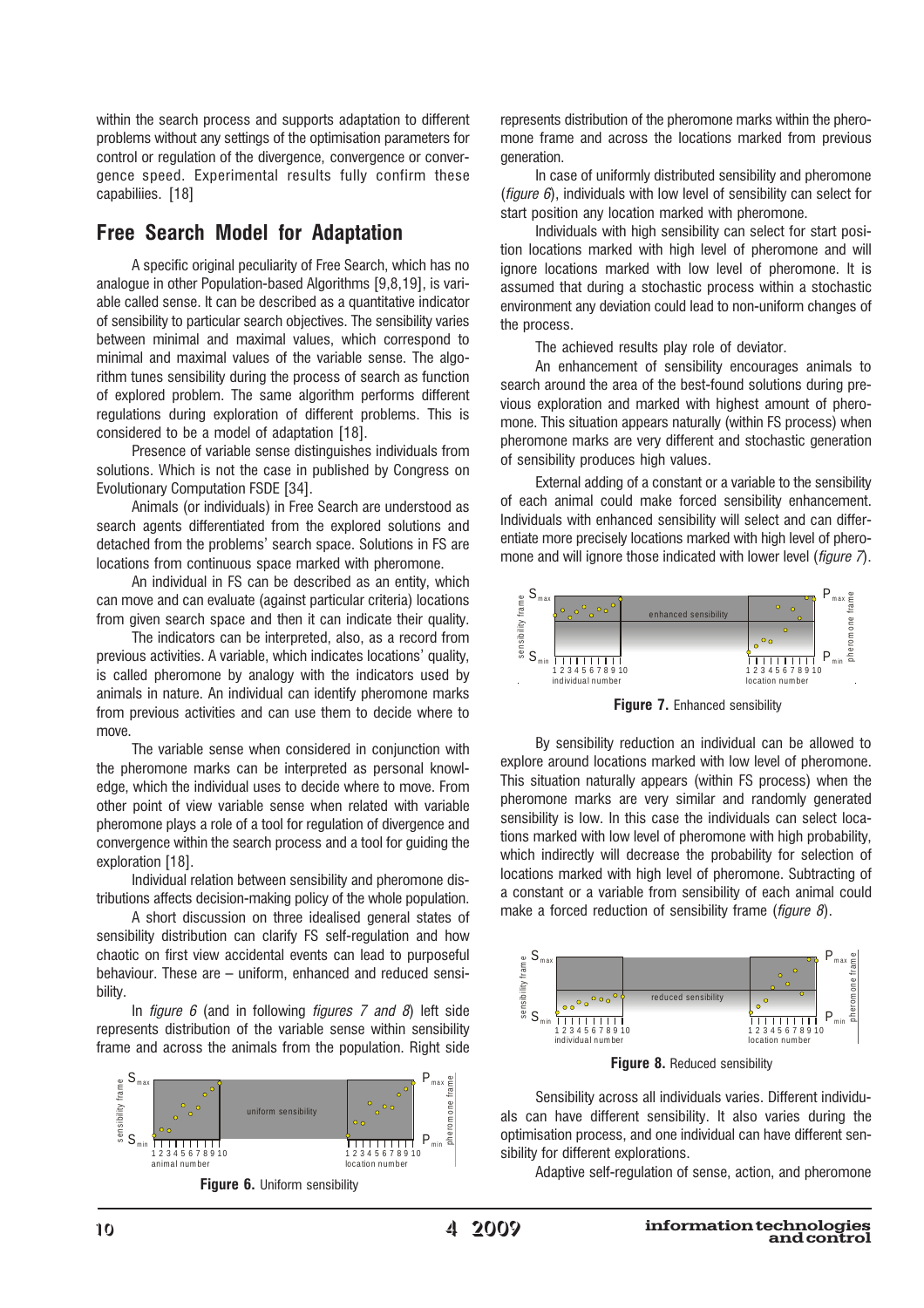within the search process and supports adaptation to different problems without any settings of the optimisation parameters for control or regulation of the divergence, convergence or convergence speed. Experimental results fully confirm these capabiliies. [18]

## Free Search Model for Adaptation

A specific original peculiarity of Free Search, which has no analogue in other Population-based Algorithms [9,8,19], is variable called sense. It can be described as a quantitative indicator of sensibility to particular search objectives. The sensibility varies between minimal and maximal values, which correspond to minimal and maximal values of the variable sense. The algorithm tunes sensibility during the process of search as function of explored problem. The same algorithm performs different regulations during exploration of different problems. This is considered to be a model of adaptation [18].

Presence of variable sense distinguishes individuals from solutions. Which is not the case in published by Congress on Evolutionary Computation FSDE [34].

Animals (or individuals) in Free Search are understood as search agents differentiated from the explored solutions and detached from the problems' search space. Solutions in FS are locations from continuous space marked with pheromone.

An individual in FS can be described as an entity, which can move and can evaluate (against particular criteria) locations from given search space and then it can indicate their quality.

The indicators can be interpreted, also, as a record from previous activities. A variable, which indicates locations' quality, is called pheromone by analogy with the indicators used by animals in nature. An individual can identify pheromone marks from previous activities and can use them to decide where to move.

The variable sense when considered in conjunction with the pheromone marks can be interpreted as personal knowledge, which the individual uses to decide where to move. From other point of view variable sense when related with variable pheromone plays a role of a tool for regulation of divergence and convergence within the search process and a tool for guiding the exploration [18].

Individual relation between sensibility and pheromone distributions affects decision-making policy of the whole population.

A short discussion on three idealised general states of sensibility distribution can clarify FS self-regulation and how chaotic on first view accidental events can lead to purposeful behaviour. These are – uniform, enhanced and reduced sensibility.

In *figure 6* (and in following *figures 7 and 8*) left side represents distribution of the variable sense within sensibility frame and across the animals from the population. Right side represents distribution of the pheromone marks within the pheromone frame and across the locations marked from previous generation.

$S_{max}$
$S_{min}$
sensibility frame
1 2 3 4 5 6 7 8 9 10
animal number
uniform sensibility
$P_{max}$
$P_{min}$
pheromone frame
1 2 3 4 5 6 7 8 9 10
location number

**Figure 6.** Uniform sensibility

In case of uniformly distributed sensibility and pheromone (*figure 6*), individuals with low level of sensibility can select for start position any location marked with pheromone.

Individuals with high sensibility can select for start position locations marked with high level of pheromone and will ignore locations marked with low level of pheromone. It is assumed that during a stochastic process within a stochastic environment any deviation could lead to non-uniform changes of the process.

The achieved results play role of deviator.

An enhancement of sensibility encourages animals to search around the area of the best-found solutions during previous exploration and marked with highest amount of pheromone. This situation appears naturally (within FS process) when pheromone marks are very different and stochastic generation of sensibility produces high values.

External adding of a constant or a variable to the sensibility of each animal could make forced sensibility enhancement. Individuals with enhanced sensibility will select and can differentiate more precisely locations marked with high level of pheromone and will ignore those indicated with lower level (*figure 7*).

$S_{max}$
$S_{min}$
sensibility frame
1 2 3 4 5 6 7 8 9 10
individual number
enhanced sensibility
$P_{max}$
$P_{min}$
pheromone frame
1 2 3 4 5 6 7 8 9 10
location number

**Figure 7.** Enhanced sensibility

By sensibility reduction an individual can be allowed to explore around locations marked with low level of pheromone. This situation naturally appears (within FS process) when the pheromone marks are very similar and randomly generated sensibility is low. In this case the individuals can select locations marked with low level of pheromone with high probability, which indirectly will decrease the probability for selection of locations marked with high level of pheromone. Subtracting of a constant or a variable from sensibility of each animal could make a forced reduction of sensibility frame (*figure 8*).

$S_{max}$
$S_{min}$
sensibility frame
1 2 3 4 5 6 7 8 9 10
individual number
reduced sensibility
$P_{max}$
$P_{min}$
pheromone frame
1 2 3 4 5 6 7 8 9 10
location number

**Figure 8.** Reduced sensibility

Sensibility across all individuals varies. Different individuals can have different sensibility. It also varies during the optimisation process, and one individual can have different sensibility for different explorations.

Adaptive self-regulation of sense, action, and pheromone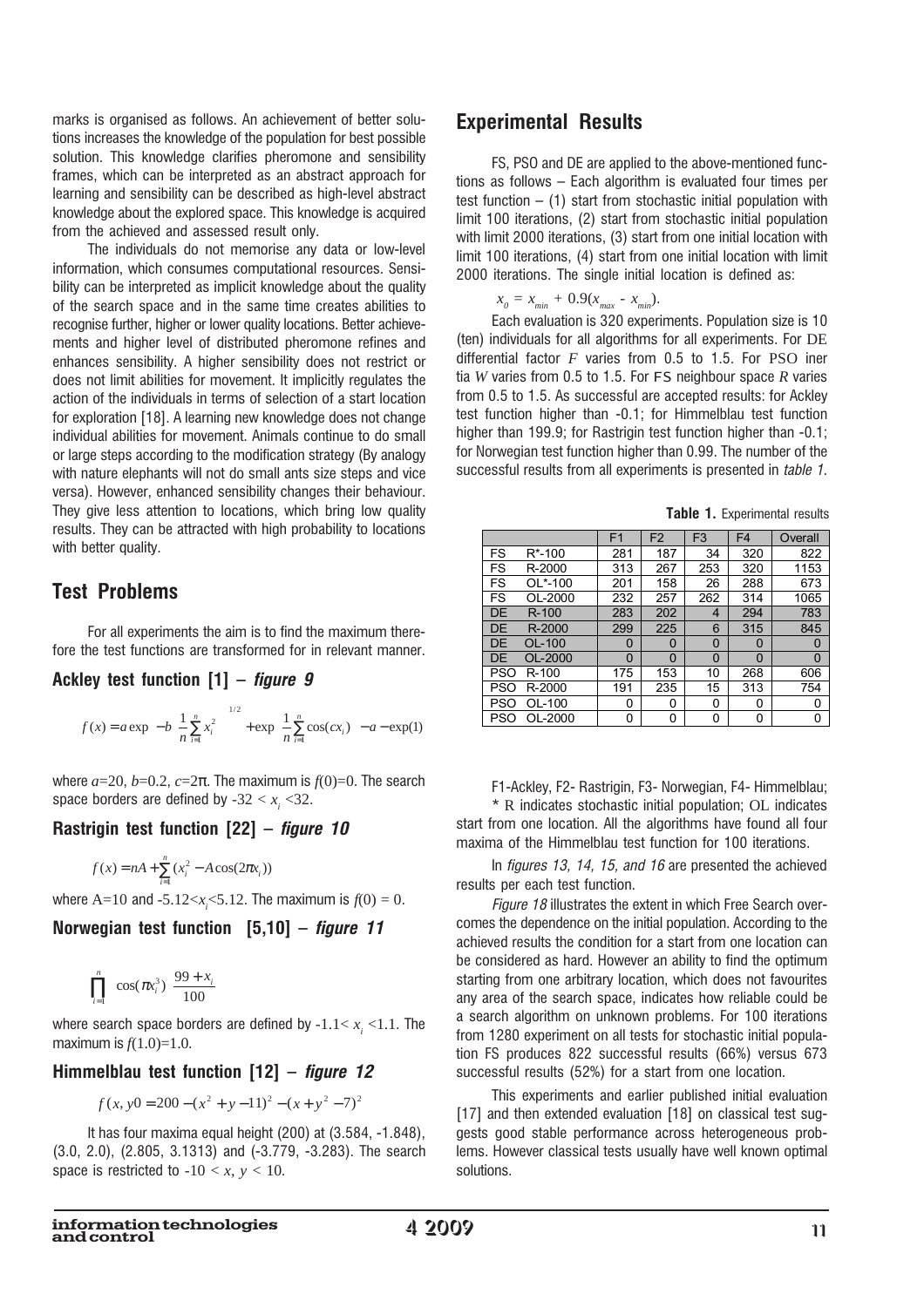marks is organised as follows. An achievement of better solutions increases the knowledge of the population for best possible solution. This knowledge clarifies pheromone and sensibility frames, which can be interpreted as an abstract approach for learning and sensibility can be described as high-level abstract knowledge about the explored space. This knowledge is acquired from the achieved and assessed result only.

The individuals do not memorise any data or low-level information, which consumes computational resources. Sensibility can be interpreted as implicit knowledge about the quality of the search space and in the same time creates abilities to recognise further, higher or lower quality locations. Better achievements and higher level of distributed pheromone refines and enhances sensibility. A higher sensibility does not restrict or does not limit abilities for movement. It implicitly regulates the action of the individuals in terms of selection of a start location for exploration [18]. A learning new knowledge does not change individual abilities for movement. Animals continue to do small or large steps according to the modification strategy (By analogy with nature elephants will not do small ants size steps and vice versa). However, enhanced sensibility changes their behaviour. They give less attention to locations, which bring low quality results. They can be attracted with high probability to locations with better quality.

## Test Problems

For all experiments the aim is to find the maximum therefore the test functions are transformed for in relevant manner.

### Ackley test function [1] – *figure 9*

$$f(x) = a\exp\left(-b\left(\frac{1}{n}\sum_{i=1}^{n}x_i^2\right)^{1/2}\right) + \exp\left(\frac{1}{n}\sum_{i=1}^{n}\cos(cx_i)\right) - a - \exp(1)$$

where $a$=20, $b$=0.2, $c$=2π. The maximum is $f(0)$=0. The search space borders are defined by $-32 < x_i < 32$.

### Rastrigin test function [22] – *figure 10*

$$f(x) = nA + \sum_{i=1}^{n}(x_i^2 - A\cos(2\pi x_i))$$

where A=10 and $-5.12 < x_i < 5.12$. The maximum is $f(0) = 0$.

### Norwegian test function [5,10] – *figure 11*

$$\prod_{i=1}^{n}\left(\cos(\pi x_i^3)\left(\frac{99 + x_i}{100}\right)\right)$$

where search space borders are defined by $-1.1 < x_i < 1.1$. The maximum is $f(1.0)$=1.0.

### Himmelblau test function [12] – *figure 12*

$$f(x, y0 = 200 - (x^2 + y - 11)^2 - (x + y^2 - 7)^2$$

It has four maxima equal height (200) at (3.584, -1.848), (3.0, 2.0), (2.805, 3.1313) and (-3.779, -3.283). The search space is restricted to $-10 < x, y < 10$.

## Experimental Results

FS, PSO and DE are applied to the above-mentioned functions as follows – Each algorithm is evaluated four times per test function – (1) start from stochastic initial population with limit 100 iterations, (2) start from stochastic initial population with limit 2000 iterations, (3) start from one initial location with limit 100 iterations, (4) start from one initial location with limit 2000 iterations. The single initial location is defined as:

$x_0 = x_{min} + 0.9(x_{max} - x_{min})$.

Each evaluation is 320 experiments. Population size is 10 (ten) individuals for all algorithms for all experiments. For DE differential factor $F$ varies from 0.5 to 1.5. For PSO inertia $W$ varies from 0.5 to 1.5. For FS neighbour space $R$ varies from 0.5 to 1.5. As successful are accepted results: for Ackley test function higher than -0.1; for Himmelblau test function higher than 199.9; for Rastrigin test function higher than -0.1; for Norwegian test function higher than 0.99. The number of the successful results from all experiments is presented in *table 1*.

**Table 1.** Experimental results

| | | F1 | F2 | F3 | F4 | Overall |
|---|---|---|---|---|---|---|
| FS | R*-100 | 281 | 187 | 34 | 320 | 822 |
| FS | R-2000 | 313 | 267 | 253 | 320 | 1153 |
| FS | OL*-100 | 201 | 158 | 26 | 288 | 673 |
| FS | OL-2000 | 232 | 257 | 262 | 314 | 1065 |
| DE | R-100 | 283 | 202 | 4 | 294 | 783 |
| DE | R-2000 | 299 | 225 | 6 | 315 | 845 |
| DE | OL-100 | 0 | 0 | 0 | 0 | 0 |
| DE | OL-2000 | 0 | 0 | 0 | 0 | 0 |
| PSO | R-100 | 175 | 153 | 10 | 268 | 606 |
| PSO | R-2000 | 191 | 235 | 15 | 313 | 754 |
| PSO | OL-100 | 0 | 0 | 0 | 0 | 0 |
| PSO | OL-2000 | 0 | 0 | 0 | 0 | 0 |

F1-Ackley, F2- Rastrigin, F3- Norwegian, F4- Himmelblau;

\* R indicates stochastic initial population; OL indicates start from one location. All the algorithms have found all four maxima of the Himmelblau test function for 100 iterations.

In *figures 13, 14, 15, and 16* are presented the achieved results per each test function.

*Figure 18* illustrates the extent in which Free Search overcomes the dependence on the initial population. According to the achieved results the condition for a start from one location can be considered as hard. However an ability to find the optimum starting from one arbitrary location, which does not favourites any area of the search space, indicates how reliable could be a search algorithm on unknown problems. For 100 iterations from 1280 experiment on all tests for stochastic initial population FS produces 822 successful results (66%) versus 673 successful results (52%) for a start from one location.

This experiments and earlier published initial evaluation [17] and then extended evaluation [18] on classical test suggests good stable performance across heterogeneous problems. However classical tests usually have well known optimal solutions.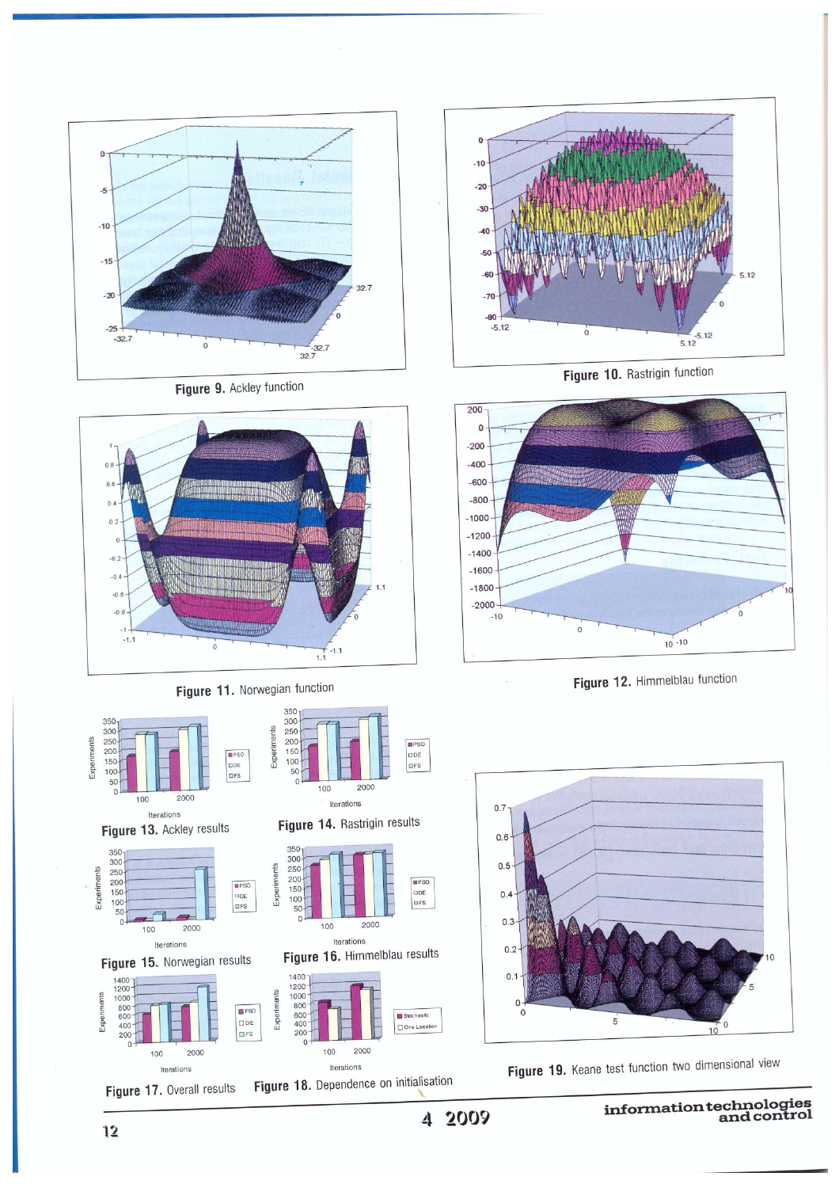Figure 9. Ackley function

Figure 10. Rastrigin function

Figure 11. Norwegian function

Figure 12. Himmelblau function

Figure 13. Ackley results

Figure 14. Rastrigin results

Figure 15. Norwegian results

Figure 16. Himmelblau results

Figure 17. Overall results

Figure 18. Dependence on initialisation

Figure 19. Keane test function two dimensional view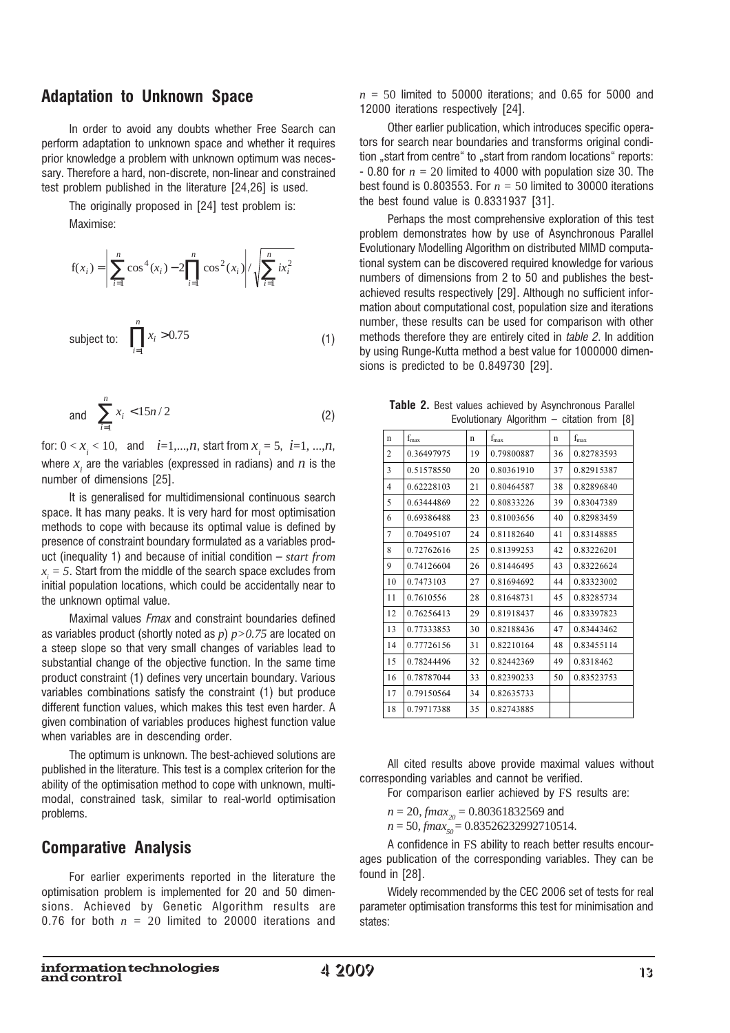## Adaptation to Unknown Space

In order to avoid any doubts whether Free Search can perform adaptation to unknown space and whether it requires prior knowledge a problem with unknown optimum was necessary. Therefore a hard, non-discrete, non-linear and constrained test problem published in the literature [24,26] is used.

The originally proposed in [24] test problem is:

Maximise:

$$f(x_i) = \left| \sum_{i=1}^{n} \cos^4(x_i) - 2\prod_{i=1}^{n} \cos^2(x_i) \right| / \sqrt{\sum_{i=1}^{n} i x_i^2}$$

$$\text{subject to: } \prod_{i=1}^{n} x_i > 0.75 \tag{1}$$

$$\text{and } \sum_{i=1}^{n} x_i < 15n/2 \tag{2}$$

for: $0 < x_i < 10$, and $i=1,...,n$, start from $x_i = 5$, $i=1, ...,n$, where $x_i$ are the variables (expressed in radians) and $n$ is the number of dimensions [25].

It is generalised for multidimensional continuous search space. It has many peaks. It is very hard for most optimisation methods to cope with because its optimal value is defined by presence of constraint boundary formulated as a variables product (inequality 1) and because of initial condition – *start from* $x_i = 5$. Start from the middle of the search space excludes from initial population locations, which could be accidentally near to the unknown optimal value.

Maximal values *Fmax* and constraint boundaries defined as variables product (shortly noted as *p*) $p>0.75$ are located on a steep slope so that very small changes of variables lead to substantial change of the objective function. In the same time product constraint (1) defines very uncertain boundary. Various variables combinations satisfy the constraint (1) but produce different function values, which makes this test even harder. A given combination of variables produces highest function value when variables are in descending order.

The optimum is unknown. The best-achieved solutions are published in the literature. This test is a complex criterion for the ability of the optimisation method to cope with unknown, multimodal, constrained task, similar to real-world optimisation problems.

## Comparative Analysis

For earlier experiments reported in the literature the optimisation problem is implemented for 20 and 50 dimensions. Achieved by Genetic Algorithm results are 0.76 for both $n = 20$ limited to 20000 iterations and $n = 50$ limited to 50000 iterations; and 0.65 for 5000 and 12000 iterations respectively [24].

Other earlier publication, which introduces specific operators for search near boundaries and transforms original condition „start from centre" to „start from random locations" reports: - 0.80 for $n = 20$ limited to 4000 with population size 30. The best found is 0.803553. For $n = 50$ limited to 30000 iterations the best found value is 0.8331937 [31].

Perhaps the most comprehensive exploration of this test problem demonstrates how by use of Asynchronous Parallel Evolutionary Modelling Algorithm on distributed MIMD computational system can be discovered required knowledge for various numbers of dimensions from 2 to 50 and publishes the best-achieved results respectively [29]. Although no sufficient information about computational cost, population size and iterations number, these results can be used for comparison with other methods therefore they are entirely cited in *table 2*. In addition by using Runge-Kutta method a best value for 1000000 dimensions is predicted to be 0.849730 [29].

**Table 2.** Best values achieved by Asynchronous Parallel Evolutionary Algorithm – citation from [8]

| n | $f_{max}$ | n | $f_{max}$ | n | $f_{max}$ |
|---|---|---|---|---|---|
| 2 | 0.36497975 | 19 | 0.79800887 | 36 | 0.82783593 |
| 3 | 0.51578550 | 20 | 0.80361910 | 37 | 0.82915387 |
| 4 | 0.62228103 | 21 | 0.80464587 | 38 | 0.82896840 |
| 5 | 0.63444869 | 22 | 0.80833226 | 39 | 0.83047389 |
| 6 | 0.69386488 | 23 | 0.81003656 | 40 | 0.82983459 |
| 7 | 0.70495107 | 24 | 0.81182640 | 41 | 0.83148885 |
| 8 | 0.72762616 | 25 | 0.81399253 | 42 | 0.83226201 |
| 9 | 0.74126604 | 26 | 0.81446495 | 43 | 0.83226624 |
| 10 | 0.7473103 | 27 | 0.81694692 | 44 | 0.83323002 |
| 11 | 0.7610556 | 28 | 0.81648731 | 45 | 0.83285734 |
| 12 | 0.76256413 | 29 | 0.81918437 | 46 | 0.83397823 |
| 13 | 0.77333853 | 30 | 0.82188436 | 47 | 0.83443462 |
| 14 | 0.77726156 | 31 | 0.82210164 | 48 | 0.83455114 |
| 15 | 0.78244496 | 32 | 0.82442369 | 49 | 0.8318462 |
| 16 | 0.78787044 | 33 | 0.82390233 | 50 | 0.83523753 |
| 17 | 0.79150564 | 34 | 0.82635733 | | |
| 18 | 0.79717388 | 35 | 0.82743885 | | |

All cited results above provide maximal values without corresponding variables and cannot be verified.

For comparison earlier achieved by FS results are:

$n = 20$, $fmax_{20} = 0.80361832569$ and

$n = 50$, $fmax_{50} = 0.83526232992710514$.

A confidence in FS ability to reach better results encourages publication of the corresponding variables. They can be found in [28].

Widely recommended by the CEC 2006 set of tests for real parameter optimisation transforms this test for minimisation and states: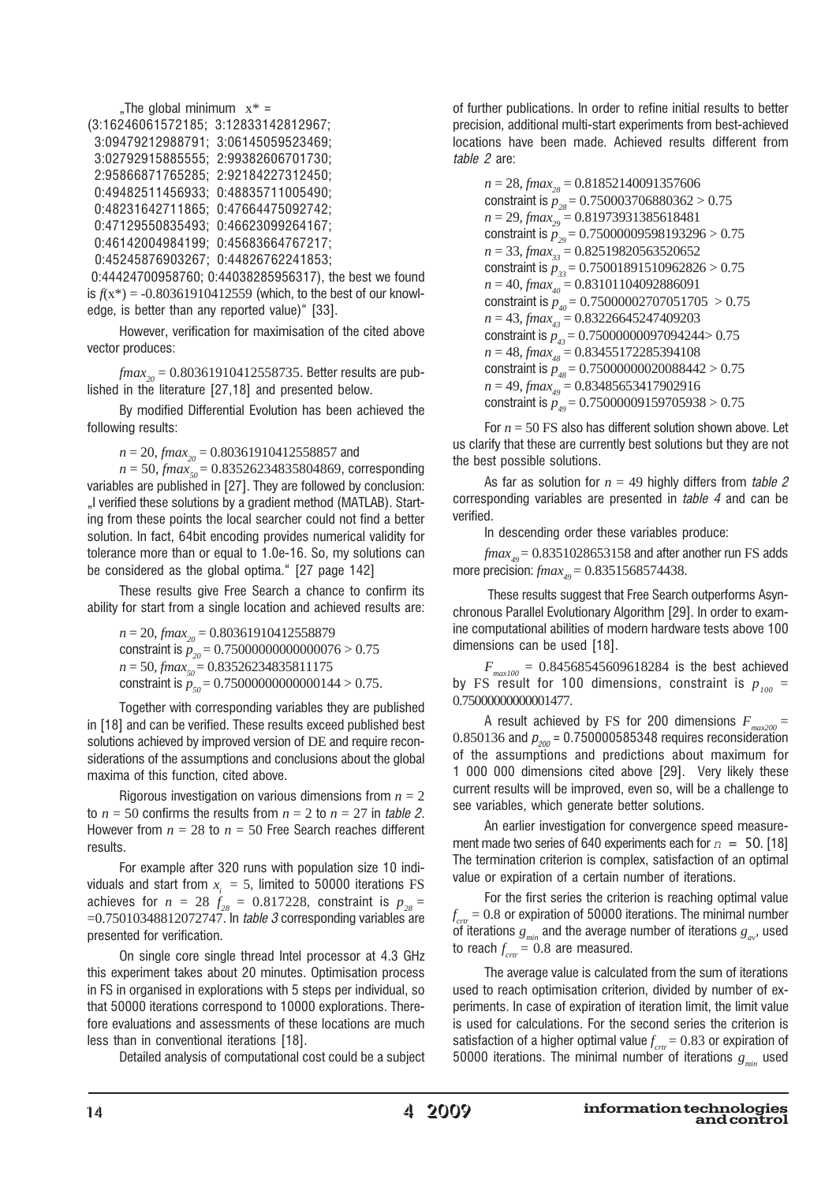„The global minimum $x^*$ = (3:16246061572185; 3:12833142812967; 3:09479212988791; 3:06145059523469; 3:02792915885555; 2:99382606701730; 2:95866871765285; 2:92184227312450; 0:49482511456933; 0:48835711005490; 0:48231642711865; 0:47664475092742; 0:47129550835493; 0:46623099264167; 0:46142004984199; 0:45683664767217; 0:45245876903267; 0:44826762241853; 0:44424700958760; 0:44038285956317), the best we found is $f(x^*) = -0.80361910412559$ (which, to the best of our knowledge, is better than any reported value)" [33].

However, verification for maximisation of the cited above vector produces:

$fmax_{20} = 0.80361910412558735$. Better results are published in the literature [27,18] and presented below.

By modified Differential Evolution has been achieved the following results:

$n = 20$, $fmax_{20} = 0.80361910412558857$ and

$n = 50$, $fmax_{50} = 0.83526234835804869$, corresponding variables are published in [27]. They are followed by conclusion: „I verified these solutions by a gradient method (MATLAB). Starting from these points the local searcher could not find a better solution. In fact, 64bit encoding provides numerical validity for tolerance more than or equal to 1.0e-16. So, my solutions can be considered as the global optima." [27 page 142]

These results give Free Search a chance to confirm its ability for start from a single location and achieved results are:

$n = 20$, $fmax_{20} = 0.80361910412558879$
constraint is $p_{20} = 0.75000000000000076 > 0.75$
$n = 50$, $fmax_{50} = 0.83526234835811175$
constraint is $p_{50} = 0.75000000000000144 > 0.75$.

Together with corresponding variables they are published in [18] and can be verified. These results exceed published best solutions achieved by improved version of DE and require reconsiderations of the assumptions and conclusions about the global maxima of this function, cited above.

Rigorous investigation on various dimensions from $n = 2$ to $n = 50$ confirms the results from $n = 2$ to $n = 27$ in *table 2*. However from $n = 28$ to $n = 50$ Free Search reaches different results.

For example after 320 runs with population size 10 individuals and start from $x_i = 5$, limited to 50000 iterations FS achieves for $n = 28$ $f_{28} = 0.817228$, constraint is $p_{28} = 0.75010348812072747$. In *table 3* corresponding variables are presented for verification.

On single core single thread Intel processor at 4.3 GHz this experiment takes about 20 minutes. Optimisation process in FS in organised in explorations with 5 steps per individual, so that 50000 iterations correspond to 10000 explorations. Therefore evaluations and assessments of these locations are much less than in conventional iterations [18].

Detailed analysis of computational cost could be a subject of further publications. In order to refine initial results to better precision, additional multi-start experiments from best-achieved locations have been made. Achieved results different from *table 2* are:

$n = 28$, $fmax_{28} = 0.81852140091357606$
constraint is $p_{28} = 0.750003706880362 > 0.75$
$n = 29$, $fmax_{29} = 0.81973931385618481$
constraint is $p_{29} = 0.75000009598193296 > 0.75$
$n = 33$, $fmax_{33} = 0.82519820563520652$
constraint is $p_{33} = 0.75001891510962826 > 0.75$
$n = 40$, $fmax_{40} = 0.83101104092886091$
constraint is $p_{40} = 0.75000002707051705 > 0.75$
$n = 43$, $fmax_{43} = 0.83226645247409203$
constraint is $p_{43} = 0.75000000097094244 > 0.75$
$n = 48$, $fmax_{48} = 0.83455172285394108$
constraint is $p_{48} = 0.75000000020088442 > 0.75$
$n = 49$, $fmax_{49} = 0.83485653417902916$
constraint is $p_{49} = 0.75000009159705938 > 0.75$

For $n = 50$ FS also has different solution shown above. Let us clarify that these are currently best solutions but they are not the best possible solutions.

As far as solution for $n = 49$ highly differs from *table 2* corresponding variables are presented in *table 4* and can be verified.

In descending order these variables produce:

$fmax_{49} = 0.8351028653158$ and after another run FS adds more precision: $fmax_{49} = 0.8351568574438$.

These results suggest that Free Search outperforms Asynchronous Parallel Evolutionary Algorithm [29]. In order to examine computational abilities of modern hardware tests above 100 dimensions can be used [18].

$F_{max100} = 0.84568545609618284$ is the best achieved by FS result for 100 dimensions, constraint is $p_{100} = 0.75000000000001477$.

A result achieved by FS for 200 dimensions $F_{max200} = 0.850136$ and $p_{200} = 0.750000585348$ requires reconsideration of the assumptions and predictions about maximum for 1 000 000 dimensions cited above [29]. Very likely these current results will be improved, even so, will be a challenge to see variables, which generate better solutions.

An earlier investigation for convergence speed measurement made two series of 640 experiments each for $n = 50$. [18] The termination criterion is complex, satisfaction of an optimal value or expiration of a certain number of iterations.

For the first series the criterion is reaching optimal value $f_{crtr} = 0.8$ or expiration of 50000 iterations. The minimal number of iterations $g_{min}$ and the average number of iterations $g_{av}$, used to reach $f_{crtr} = 0.8$ are measured.

The average value is calculated from the sum of iterations used to reach optimisation criterion, divided by number of experiments. In case of expiration of iteration limit, the limit value is used for calculations. For the second series the criterion is satisfaction of a higher optimal value $f_{crtr} = 0.83$ or expiration of 50000 iterations. The minimal number of iterations $g_{min}$ used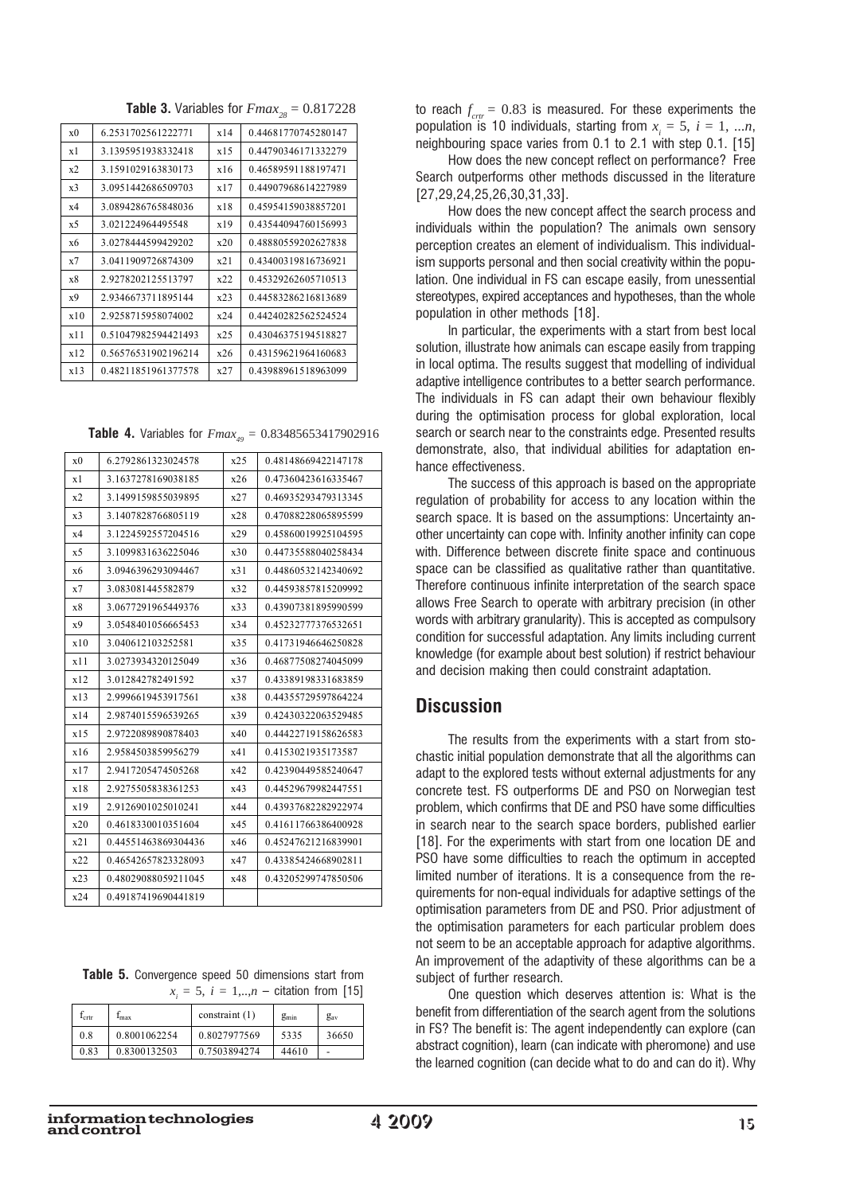**Table 3.** Variables for $Fmax_{28}$ = 0.817228

| x0 | 6.2531702561222771 | x14 | 0.44681770745280147 |
|---|---|---|---|
| x1 | 3.1395951938332418 | x15 | 0.44790346171332279 |
| x2 | 3.1591029163830173 | x16 | 0.46589591188197471 |
| x3 | 3.0951442686509703 | x17 | 0.44907968614227989 |
| x4 | 3.0894286765848036 | x18 | 0.45954159038857201 |
| x5 | 3.021224964495548 | x19 | 0.43544094760156993 |
| x6 | 3.0278444599429202 | x20 | 0.48880559202627838 |
| x7 | 3.0411909726874309 | x21 | 0.43400319816736921 |
| x8 | 2.9278202125513797 | x22 | 0.45329262605710513 |
| x9 | 2.9346673711895144 | x23 | 0.44583286216813689 |
| x10 | 2.9258715958074002 | x24 | 0.44240282562524524 |
| x11 | 0.51047982594421493 | x25 | 0.43046375194518827 |
| x12 | 0.56576531902196214 | x26 | 0.43159621964160683 |
| x13 | 0.48211851961377578 | x27 | 0.43988961518963099 |

**Table 4.** Variables for $Fmax_{49}$ = 0.83485653417902916

| x0 | 6.27928613230245​78 | x25 | 0.48148669422147178 |
|---|---|---|---|
| x1 | 3.1637278169038185 | x26 | 0.47360423616335467 |
| x2 | 3.1499159855039895 | x27 | 0.46935293479313345 |
| x3 | 3.1407828766805119 | x28 | 0.47088228065895599 |
| x4 | 3.1224592557204516 | x29 | 0.45860019925104595 |
| x5 | 3.1099831636225046 | x30 | 0.44735588040258434 |
| x6 | 3.0946396293094467 | x31 | 0.44860532142340692 |
| x7 | 3.083081445582879 | x32 | 0.44593857815209992 |
| x8 | 3.0677291965449376 | x33 | 0.43907381895990599 |
| x9 | 3.0548401056665453 | x34 | 0.45232777376532651 |
| x10 | 3.040612103252581 | x35 | 0.41731946646250828 |
| x11 | 3.0273934320125049 | x36 | 0.46877508274045099 |
| x12 | 3.012842782491592 | x37 | 0.43389198331683859 |
| x13 | 2.9996619453917561 | x38 | 0.44355729597864224 |
| x14 | 2.9874015596539265 | x39 | 0.42430322063529485 |
| x15 | 2.9722089890878403 | x40 | 0.44422719158626583 |
| x16 | 2.9584503859956279 | x41 | 0.4153021935173587 |
| x17 | 2.9417205474505268 | x42 | 0.42390449585240647 |
| x18 | 2.9275505838361253 | x43 | 0.44529679982447551 |
| x19 | 2.9126901025010241 | x44 | 0.43937682282922974 |
| x20 | 0.4618330010351604 | x45 | 0.41611766386400928 |
| x21 | 0.44551463869304436 | x46 | 0.45247621216839901 |
| x22 | 0.46542657823328093 | x47 | 0.43385424668902811 |
| x23 | 0.48029088059211045 | x48 | 0.43205299747850506 |
| x24 | 0.49187419690441819 | | |

**Table 5.** Convergence speed 50 dimensions start from $x_i = 5$, $i = 1,..,n$ – citation from [15]

| $f_{crtr}$ | $f_{max}$ | constraint (1) | $g_{min}$ | $g_{av}$ |
|---|---|---|---|---|
| 0.8 | 0.8001062254 | 0.8027977569 | 5335 | 36650 |
| 0.83 | 0.8300132503 | 0.7503894274 | 44610 | - |

to reach $f_{crtr} = 0.83$ is measured. For these experiments the population is 10 individuals, starting from $x_i = 5$, $i = 1, ...n$, neighbouring space varies from 0.1 to 2.1 with step 0.1. [15]

How does the new concept reflect on performance? Free Search outperforms other methods discussed in the literature [27,29,24,25,26,30,31,33].

How does the new concept affect the search process and individuals within the population? The animals own sensory perception creates an element of individualism. This individualism supports personal and then social creativity within the population. One individual in FS can escape easily, from unessential stereotypes, expired acceptances and hypotheses, than the whole population in other methods [18].

In particular, the experiments with a start from best local solution, illustrate how animals can escape easily from trapping in local optima. The results suggest that modelling of individual adaptive intelligence contributes to a better search performance. The individuals in FS can adapt their own behaviour flexibly during the optimisation process for global exploration, local search or search near to the constraints edge. Presented results demonstrate, also, that individual abilities for adaptation enhance effectiveness.

The success of this approach is based on the appropriate regulation of probability for access to any location within the search space. It is based on the assumptions: Uncertainty another uncertainty can cope with. Infinity another infinity can cope with. Difference between discrete finite space and continuous space can be classified as qualitative rather than quantitative. Therefore continuous infinite interpretation of the search space allows Free Search to operate with arbitrary precision (in other words with arbitrary granularity). This is accepted as compulsory condition for successful adaptation. Any limits including current knowledge (for example about best solution) if restrict behaviour and decision making then could constraint adaptation.

## Discussion

The results from the experiments with a start from stochastic initial population demonstrate that all the algorithms can adapt to the explored tests without external adjustments for any concrete test. FS outperforms DE and PSO on Norwegian test problem, which confirms that DE and PSO have some difficulties in search near to the search space borders, published earlier [18]. For the experiments with start from one location DE and PSO have some difficulties to reach the optimum in accepted limited number of iterations. It is a consequence from the requirements for non-equal individuals for adaptive settings of the optimisation parameters from DE and PSO. Prior adjustment of the optimisation parameters for each particular problem does not seem to be an acceptable approach for adaptive algorithms. An improvement of the adaptivity of these algorithms can be a subject of further research.

One question which deserves attention is: What is the benefit from differentiation of the search agent from the solutions in FS? The benefit is: The agent independently can explore (can abstract cognition), learn (can indicate with pheromone) and use the learned cognition (can decide what to do and can do it). Why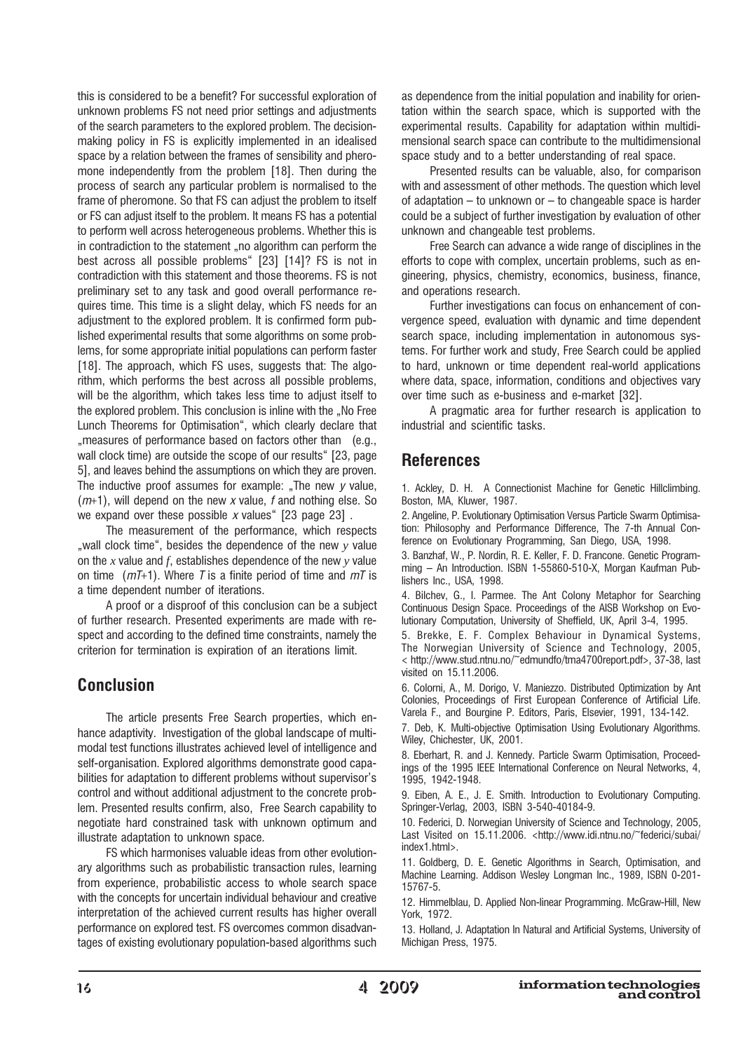this is considered to be a benefit? For successful exploration of unknown problems FS not need prior settings and adjustments of the search parameters to the explored problem. The decision-making policy in FS is explicitly implemented in an idealised space by a relation between the frames of sensibility and pheromone independently from the problem [18]. Then during the process of search any particular problem is normalised to the frame of pheromone. So that FS can adjust the problem to itself or FS can adjust itself to the problem. It means FS has a potential to perform well across heterogeneous problems. Whether this is in contradiction to the statement „no algorithm can perform the best across all possible problems" [23] [14]? FS is not in contradiction with this statement and those theorems. FS is not preliminary set to any task and good overall performance requires time. This time is a slight delay, which FS needs for an adjustment to the explored problem. It is confirmed form published experimental results that some algorithms on some problems, for some appropriate initial populations can perform faster [18]. The approach, which FS uses, suggests that: The algorithm, which performs the best across all possible problems, will be the algorithm, which takes less time to adjust itself to the explored problem. This conclusion is inline with the „No Free Lunch Theorems for Optimisation", which clearly declare that „measures of performance based on factors other than (e.g., wall clock time) are outside the scope of our results" [23, page 5], and leaves behind the assumptions on which they are proven. The inductive proof assumes for example: „The new $y$ value, $(m+1)$, will depend on the new $x$ value, $f$ and nothing else. So we expand over these possible $x$ values" [23 page 23] .

The measurement of the performance, which respects „wall clock time", besides the dependence of the new $y$ value on the $x$ value and $f$, establishes dependence of the new $y$ value on time $(mT+1)$. Where $T$ is a finite period of time and $mT$ is a time dependent number of iterations.

A proof or a disproof of this conclusion can be a subject of further research. Presented experiments are made with respect and according to the defined time constraints, namely the criterion for termination is expiration of an iterations limit.

## Conclusion

The article presents Free Search properties, which enhance adaptivity. Investigation of the global landscape of multimodal test functions illustrates achieved level of intelligence and self-organisation. Explored algorithms demonstrate good capabilities for adaptation to different problems without supervisor's control and without additional adjustment to the concrete problem. Presented results confirm, also, Free Search capability to negotiate hard constrained task with unknown optimum and illustrate adaptation to unknown space.

FS which harmonises valuable ideas from other evolutionary algorithms such as probabilistic transaction rules, learning from experience, probabilistic access to whole search space with the concepts for uncertain individual behaviour and creative interpretation of the achieved current results has higher overall performance on explored test. FS overcomes common disadvantages of existing evolutionary population-based algorithms such as dependence from the initial population and inability for orientation within the search space, which is supported with the experimental results. Capability for adaptation within multidimensional search space can contribute to the multidimensional space study and to a better understanding of real space.

Presented results can be valuable, also, for comparison with and assessment of other methods. The question which level of adaptation – to unknown or – to changeable space is harder could be a subject of further investigation by evaluation of other unknown and changeable test problems.

Free Search can advance a wide range of disciplines in the efforts to cope with complex, uncertain problems, such as engineering, physics, chemistry, economics, business, finance, and operations research.

Further investigations can focus on enhancement of convergence speed, evaluation with dynamic and time dependent search space, including implementation in autonomous systems. For further work and study, Free Search could be applied to hard, unknown or time dependent real-world applications where data, space, information, conditions and objectives vary over time such as e-business and e-market [32].

A pragmatic area for further research is application to industrial and scientific tasks.

## References

1. Ackley, D. H. A Connectionist Machine for Genetic Hillclimbing. Boston, MA, Kluwer, 1987.

2. Angeline, P. Evolutionary Optimisation Versus Particle Swarm Optimisation: Philosophy and Performance Difference, The 7-th Annual Conference on Evolutionary Programming, San Diego, USA, 1998.

3. Banzhaf, W., P. Nordin, R. E. Keller, F. D. Francone. Genetic Programming – An Introduction. ISBN 1-55860-510-X, Morgan Kaufman Publishers Inc., USA, 1998.

4. Bilchev, G., I. Parmee. The Ant Colony Metaphor for Searching Continuous Design Space. Proceedings of the AISB Workshop on Evolutionary Computation, University of Sheffield, UK, April 3-4, 1995.

5. Brekke, E. F. Complex Behaviour in Dynamical Systems, The Norwegian University of Science and Technology, 2005, < http://www.stud.ntnu.no/~edmundfo/tma4700report.pdf>, 37-38, last visited on 15.11.2006.

6. Colorni, A., M. Dorigo, V. Maniezzo. Distributed Optimization by Ant Colonies, Proceedings of First European Conference of Artificial Life. Varela F., and Bourgine P. Editors, Paris, Elsevier, 1991, 134-142.

7. Deb, K. Multi-objective Optimisation Using Evolutionary Algorithms. Wiley, Chichester, UK, 2001.

8. Eberhart, R. and J. Kennedy. Particle Swarm Optimisation, Proceedings of the 1995 IEEE International Conference on Neural Networks, 4, 1995, 1942-1948.

9. Eiben, A. E., J. E. Smith. Introduction to Evolutionary Computing. Springer-Verlag, 2003, ISBN 3-540-40184-9.

10. Federici, D. Norwegian University of Science and Technology, 2005, Last Visited on 15.11.2006. <http://www.idi.ntnu.no/~federici/subai/index1.html>.

11. Goldberg, D. E. Genetic Algorithms in Search, Optimisation, and Machine Learning. Addison Wesley Longman Inc., 1989, ISBN 0-201-15767-5.

12. Himmelblau, D. Applied Non-linear Programming. McGraw-Hill, New York, 1972.

13. Holland, J. Adaptation In Natural and Artificial Systems, University of Michigan Press, 1975.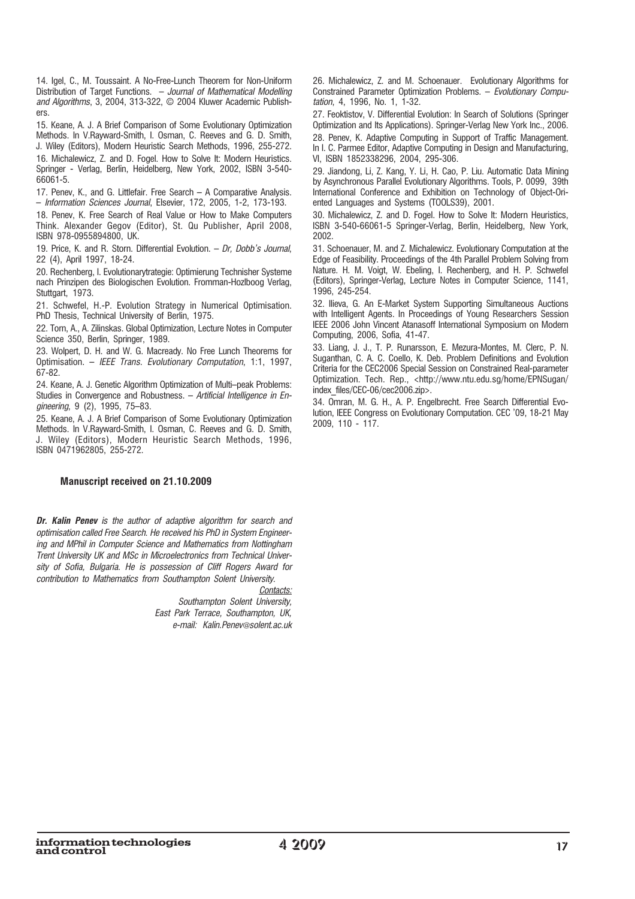14. Igel, C., M. Toussaint. A No-Free-Lunch Theorem for Non-Uniform Distribution of Target Functions. – *Journal of Mathematical Modelling and Algorithms*, 3, 2004, 313-322, © 2004 Kluwer Academic Publishers.

15. Keane, A. J. A Brief Comparison of Some Evolutionary Optimization Methods. In V.Rayward-Smith, I. Osman, C. Reeves and G. D. Smith, J. Wiley (Editors), Modern Heuristic Search Methods, 1996, 255-272.

16. Michalewicz, Z. and D. Fogel. How to Solve It: Modern Heuristics. Springer - Verlag, Berlin, Heidelberg, New York, 2002, ISBN 3-540-66061-5.

17. Penev, K., and G. Littlefair. Free Search – A Comparative Analysis. – *Information Sciences Journal*, Elsevier, 172, 2005, 1-2, 173-193.

18. Penev, K. Free Search of Real Value or How to Make Computers Think. Alexander Gegov (Editor), St. Qu Publisher, April 2008, ISBN 978-0955894800, UK.

19. Price, K. and R. Storn. Differential Evolution. – *Dr, Dobb's Journal*, 22 (4), April 1997, 18-24.

20. Rechenberg, I. Evolutionarytrategie: Optimierung Technisher Systeme nach Prinzipen des Biologischen Evolution. Fromman-Hozlboog Verlag, Stuttgart, 1973.

21. Schwefel, H.-P. Evolution Strategy in Numerical Optimisation. PhD Thesis, Technical University of Berlin, 1975.

22. Torn, A., A. Zilinskas. Global Optimization, Lecture Notes in Computer Science 350, Berlin, Springer, 1989.

23. Wolpert, D. H. and W. G. Macready. No Free Lunch Theorems for Optimisation. – *IEEE Trans. Evolutionary Computation*, 1:1, 1997, 67-82.

24. Keane, A. J. Genetic Algorithm Optimization of Multi–peak Problems: Studies in Convergence and Robustness. – *Artificial Intelligence in Engineering*, 9 (2), 1995, 75–83.

25. Keane, A. J. A Brief Comparison of Some Evolutionary Optimization Methods. In V.Rayward-Smith, I. Osman, C. Reeves and G. D. Smith, J. Wiley (Editors), Modern Heuristic Search Methods, 1996, ISBN 0471962805, 255-272.

26. Michalewicz, Z. and M. Schoenauer. Evolutionary Algorithms for Constrained Parameter Optimization Problems. – *Evolutionary Computation*, 4, 1996, No. 1, 1-32.

27. Feoktistov, V. Differential Evolution: In Search of Solutions (Springer Optimization and Its Applications). Springer-Verlag New York Inc., 2006.

28. Penev, K. Adaptive Computing in Support of Traffic Management. In I. C. Parmee Editor, Adaptive Computing in Design and Manufacturing, VI, ISBN 1852338296, 2004, 295-306.

29. Jiandong, Li, Z. Kang, Y. Li, H. Cao, P. Liu. Automatic Data Mining by Asynchronous Parallel Evolutionary Algorithms. Tools, P. 0099, 39th International Conference and Exhibition on Technology of Object-Oriented Languages and Systems (TOOLS39), 2001.

30. Michalewicz, Z. and D. Fogel. How to Solve It: Modern Heuristics, ISBN 3-540-66061-5 Springer-Verlag, Berlin, Heidelberg, New York, 2002.

31. Schoenauer, M. and Z. Michalewicz. Evolutionary Computation at the Edge of Feasibility. Proceedings of the 4th Parallel Problem Solving from Nature. H. M. Voigt, W. Ebeling, I. Rechenberg, and H. P. Schwefel (Editors), Springer-Verlag, Lecture Notes in Computer Science, 1141, 1996, 245-254.

32. Ilieva, G. An E-Market System Supporting Simultaneous Auctions with Intelligent Agents. In Proceedings of Young Researchers Session IEEE 2006 John Vincent Atanasoff International Symposium on Modern Computing, 2006, Sofia, 41-47.

33. Liang, J. J., T. P. Runarsson, E. Mezura-Montes, M. Clerc, P. N. Suganthan, C. A. C. Coello, K. Deb. Problem Definitions and Evolution Criteria for the CEC2006 Special Session on Constrained Real-parameter Optimization. Tech. Rep., <http://www.ntu.edu.sg/home/EPNSugan/index_files/CEC-06/cec2006.zip>.

34. Omran, M. G. H., A. P. Engelbrecht. Free Search Differential Evolution, IEEE Congress on Evolutionary Computation. CEC '09, 18-21 May 2009, 110 - 117.

**Manuscript received on 21.10.2009**

***Dr. Kalin Penev*** *is the author of adaptive algorithm for search and optimisation called Free Search. He received his PhD in System Engineering and MPhil in Computer Science and Mathematics from Nottingham Trent University UK and MSc in Microelectronics from Technical University of Sofia, Bulgaria. He is possession of Cliff Rogers Award for contribution to Mathematics from Southampton Solent University.*

*Contacts:*
*Southampton Solent University,*
*East Park Terrace, Southampton, UK,*
*e-mail: Kalin.Penev@solent.ac.uk*